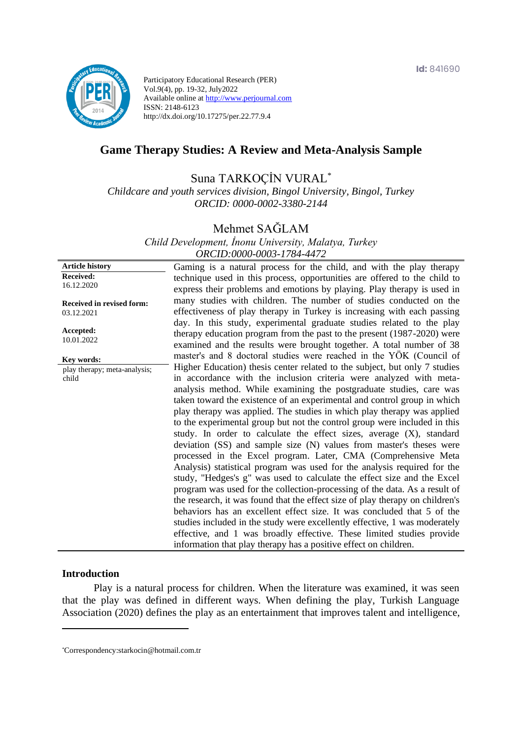Participatory Educational Research (PER)
Vol.9(4), pp. 19-32, July2022
Available online at http://www.perjournal.com
ISSN: 2148-6123
http://dx.doi.org/10.17275/per.22.77.9.4

Id: 841690

# Game Therapy Studies: A Review and Meta-Analysis Sample

Suna TARKOÇİN VURAL[*]
*Childcare and youth services division, Bingol University, Bingol, Turkey*
*ORCID: 0000-0002-3380-2144*

Mehmet SAĞLAM
*Child Development, İnonu University, Malatya, Turkey*
*ORCID:0000-0003-1784-4472*

**Article history**
**Received:**
16.12.2020

**Received in revised form:**
03.12.2021

**Accepted:**
10.01.2022

**Key words:**
play therapy; meta-analysis; child

Gaming is a natural process for the child, and with the play therapy technique used in this process, opportunities are offered to the child to express their problems and emotions by playing. Play therapy is used in many studies with children. The number of studies conducted on the effectiveness of play therapy in Turkey is increasing with each passing day. In this study, experimental graduate studies related to the play therapy education program from the past to the present (1987-2020) were examined and the results were brought together. A total number of 38 master's and 8 doctoral studies were reached in the YÖK (Council of Higher Education) thesis center related to the subject, but only 7 studies in accordance with the inclusion criteria were analyzed with meta-analysis method. While examining the postgraduate studies, care was taken toward the existence of an experimental and control group in which play therapy was applied. The studies in which play therapy was applied to the experimental group but not the control group were included in this study. In order to calculate the effect sizes, average (X), standard deviation (SS) and sample size (N) values from master's theses were processed in the Excel program. Later, CMA (Comprehensive Meta Analysis) statistical program was used for the analysis required for the study, "Hedges's g" was used to calculate the effect size and the Excel program was used for the collection-processing of the data. As a result of the research, it was found that the effect size of play therapy on children's behaviors has an excellent effect size. It was concluded that 5 of the studies included in the study were excellently effective, 1 was moderately effective, and 1 was broadly effective. These limited studies provide information that play therapy has a positive effect on children.

## Introduction

Play is a natural process for children. When the literature was examined, it was seen that the play was defined in different ways. When defining the play, Turkish Language Association (2020) defines the play as an entertainment that improves talent and intelligence,

[*]Correspondency:starkocin@hotmail.com.tr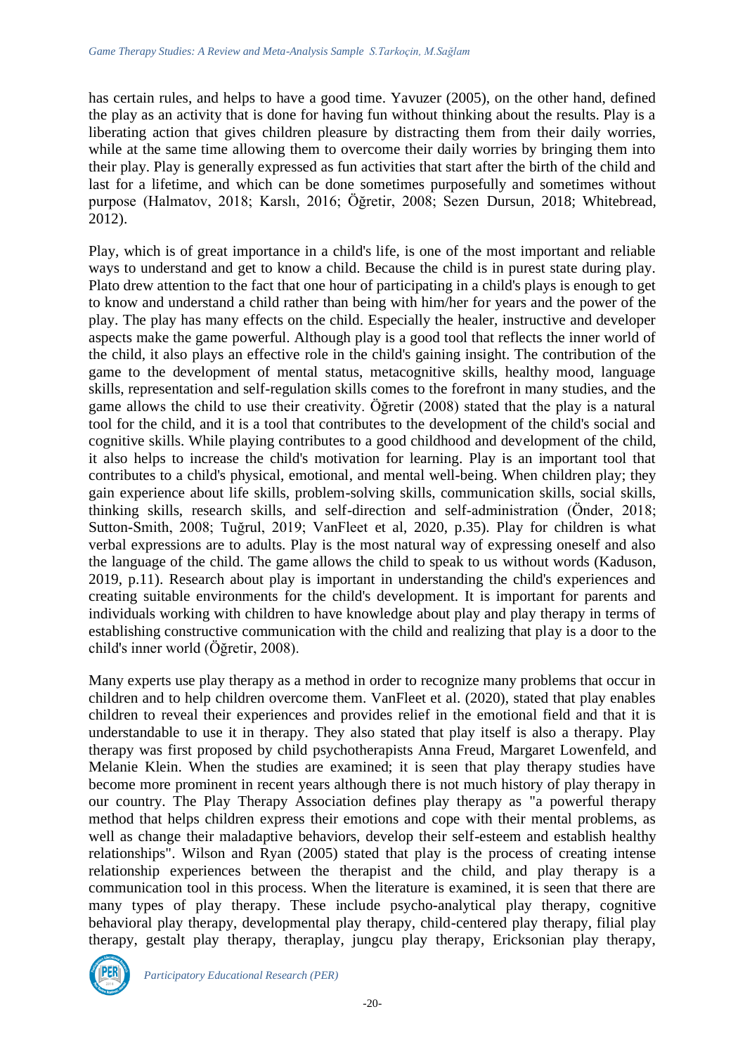has certain rules, and helps to have a good time. Yavuzer (2005), on the other hand, defined the play as an activity that is done for having fun without thinking about the results. Play is a liberating action that gives children pleasure by distracting them from their daily worries, while at the same time allowing them to overcome their daily worries by bringing them into their play. Play is generally expressed as fun activities that start after the birth of the child and last for a lifetime, and which can be done sometimes purposefully and sometimes without purpose (Halmatov, 2018; Karslı, 2016; Öğretir, 2008; Sezen Dursun, 2018; Whitebread, 2012).

Play, which is of great importance in a child's life, is one of the most important and reliable ways to understand and get to know a child. Because the child is in purest state during play. Plato drew attention to the fact that one hour of participating in a child's plays is enough to get to know and understand a child rather than being with him/her for years and the power of the play. The play has many effects on the child. Especially the healer, instructive and developer aspects make the game powerful. Although play is a good tool that reflects the inner world of the child, it also plays an effective role in the child's gaining insight. The contribution of the game to the development of mental status, metacognitive skills, healthy mood, language skills, representation and self-regulation skills comes to the forefront in many studies, and the game allows the child to use their creativity. Öğretir (2008) stated that the play is a natural tool for the child, and it is a tool that contributes to the development of the child's social and cognitive skills. While playing contributes to a good childhood and development of the child, it also helps to increase the child's motivation for learning. Play is an important tool that contributes to a child's physical, emotional, and mental well-being. When children play; they gain experience about life skills, problem-solving skills, communication skills, social skills, thinking skills, research skills, and self-direction and self-administration (Önder, 2018; Sutton-Smith, 2008; Tuğrul, 2019; VanFleet et al, 2020, p.35). Play for children is what verbal expressions are to adults. Play is the most natural way of expressing oneself and also the language of the child. The game allows the child to speak to us without words (Kaduson, 2019, p.11). Research about play is important in understanding the child's experiences and creating suitable environments for the child's development. It is important for parents and individuals working with children to have knowledge about play and play therapy in terms of establishing constructive communication with the child and realizing that play is a door to the child's inner world (Öğretir, 2008).

Many experts use play therapy as a method in order to recognize many problems that occur in children and to help children overcome them. VanFleet et al. (2020), stated that play enables children to reveal their experiences and provides relief in the emotional field and that it is understandable to use it in therapy. They also stated that play itself is also a therapy. Play therapy was first proposed by child psychotherapists Anna Freud, Margaret Lowenfeld, and Melanie Klein. When the studies are examined; it is seen that play therapy studies have become more prominent in recent years although there is not much history of play therapy in our country. The Play Therapy Association defines play therapy as "a powerful therapy method that helps children express their emotions and cope with their mental problems, as well as change their maladaptive behaviors, develop their self-esteem and establish healthy relationships". Wilson and Ryan (2005) stated that play is the process of creating intense relationship experiences between the therapist and the child, and play therapy is a communication tool in this process. When the literature is examined, it is seen that there are many types of play therapy. These include psycho-analytical play therapy, cognitive behavioral play therapy, developmental play therapy, child-centered play therapy, filial play therapy, gestalt play therapy, theraplay, jungcu play therapy, Ericksonian play therapy,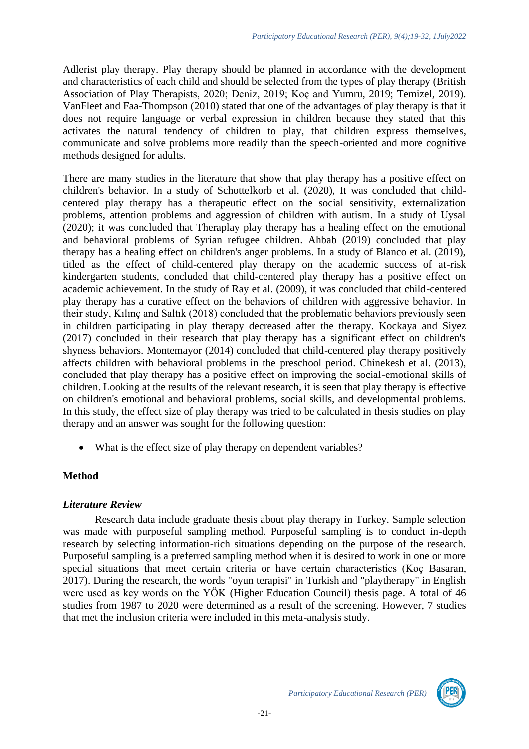Adlerist play therapy. Play therapy should be planned in accordance with the development and characteristics of each child and should be selected from the types of play therapy (British Association of Play Therapists, 2020; Deniz, 2019; Koç and Yumru, 2019; Temizel, 2019). VanFleet and Faa-Thompson (2010) stated that one of the advantages of play therapy is that it does not require language or verbal expression in children because they stated that this activates the natural tendency of children to play, that children express themselves, communicate and solve problems more readily than the speech-oriented and more cognitive methods designed for adults.

There are many studies in the literature that show that play therapy has a positive effect on children's behavior. In a study of Schottelkorb et al. (2020), It was concluded that child-centered play therapy has a therapeutic effect on the social sensitivity, externalization problems, attention problems and aggression of children with autism. In a study of Uysal (2020); it was concluded that Theraplay play therapy has a healing effect on the emotional and behavioral problems of Syrian refugee children. Ahbab (2019) concluded that play therapy has a healing effect on children's anger problems. In a study of Blanco et al. (2019), titled as the effect of child-centered play therapy on the academic success of at-risk kindergarten students, concluded that child-centered play therapy has a positive effect on academic achievement. In the study of Ray et al. (2009), it was concluded that child-centered play therapy has a curative effect on the behaviors of children with aggressive behavior. In their study, Kılınç and Saltık (2018) concluded that the problematic behaviors previously seen in children participating in play therapy decreased after the therapy. Kockaya and Siyez (2017) concluded in their research that play therapy has a significant effect on children's shyness behaviors. Montemayor (2014) concluded that child-centered play therapy positively affects children with behavioral problems in the preschool period. Chinekesh et al. (2013), concluded that play therapy has a positive effect on improving the social-emotional skills of children. Looking at the results of the relevant research, it is seen that play therapy is effective on children's emotional and behavioral problems, social skills, and developmental problems. In this study, the effect size of play therapy was tried to be calculated in thesis studies on play therapy and an answer was sought for the following question:

- What is the effect size of play therapy on dependent variables?

## Method

### *Literature Review*

Research data include graduate thesis about play therapy in Turkey. Sample selection was made with purposeful sampling method. Purposeful sampling is to conduct in-depth research by selecting information-rich situations depending on the purpose of the research. Purposeful sampling is a preferred sampling method when it is desired to work in one or more special situations that meet certain criteria or have certain characteristics (Koç Basaran, 2017). During the research, the words "oyun terapisi" in Turkish and "playtherapy" in English were used as key words on the YÖK (Higher Education Council) thesis page. A total of 46 studies from 1987 to 2020 were determined as a result of the screening. However, 7 studies that met the inclusion criteria were included in this meta-analysis study.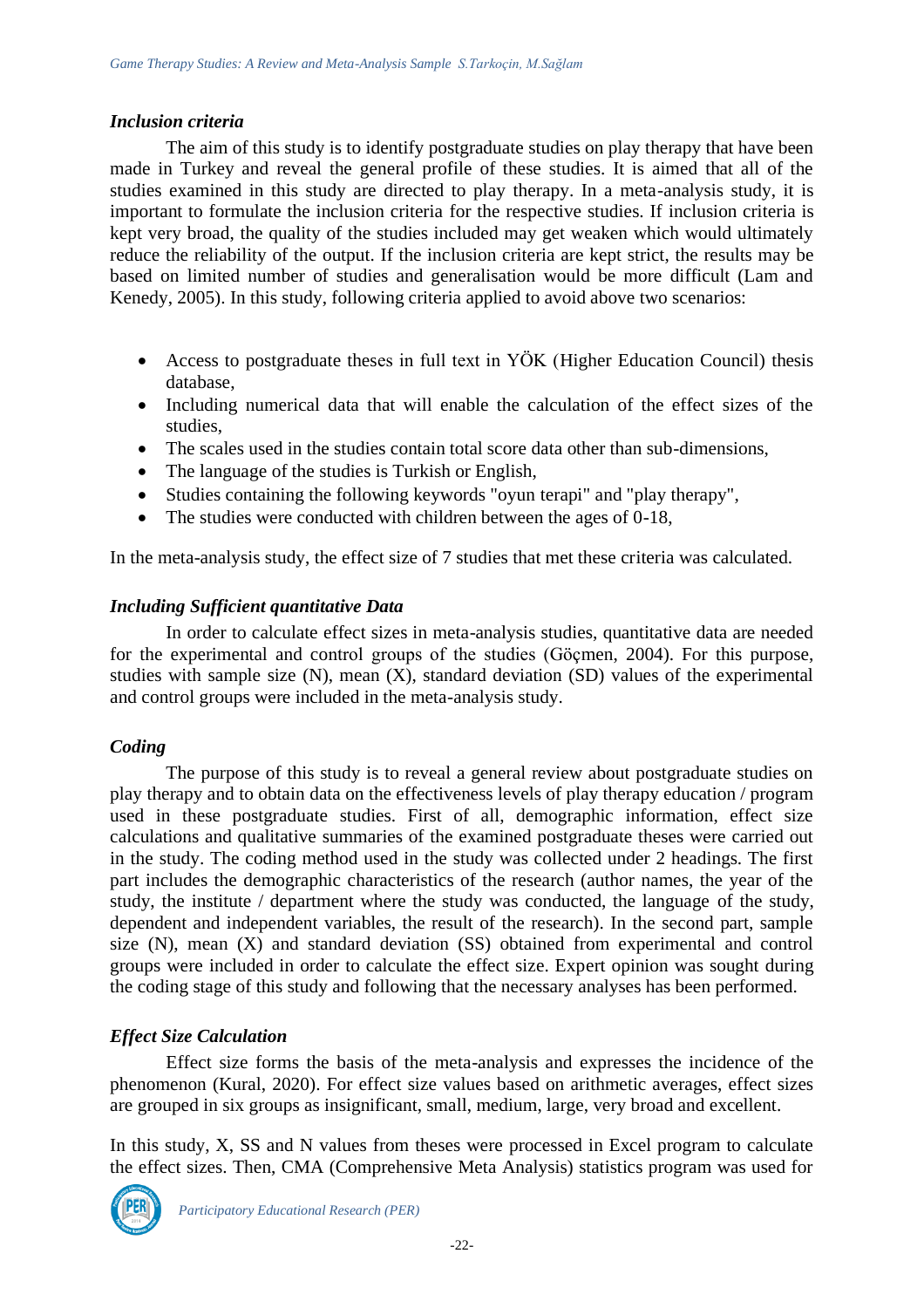### *Inclusion criteria*

The aim of this study is to identify postgraduate studies on play therapy that have been made in Turkey and reveal the general profile of these studies. It is aimed that all of the studies examined in this study are directed to play therapy. In a meta-analysis study, it is important to formulate the inclusion criteria for the respective studies. If inclusion criteria is kept very broad, the quality of the studies included may get weaken which would ultimately reduce the reliability of the output. If the inclusion criteria are kept strict, the results may be based on limited number of studies and generalisation would be more difficult (Lam and Kenedy, 2005). In this study, following criteria applied to avoid above two scenarios:

- Access to postgraduate theses in full text in YÖK (Higher Education Council) thesis database,
- Including numerical data that will enable the calculation of the effect sizes of the studies,
- The scales used in the studies contain total score data other than sub-dimensions,
- The language of the studies is Turkish or English,
- Studies containing the following keywords "oyun terapi" and "play therapy",
- The studies were conducted with children between the ages of 0-18,

In the meta-analysis study, the effect size of 7 studies that met these criteria was calculated.

### *Including Sufficient quantitative Data*

In order to calculate effect sizes in meta-analysis studies, quantitative data are needed for the experimental and control groups of the studies (Göçmen, 2004). For this purpose, studies with sample size (N), mean (X), standard deviation (SD) values of the experimental and control groups were included in the meta-analysis study.

### *Coding*

The purpose of this study is to reveal a general review about postgraduate studies on play therapy and to obtain data on the effectiveness levels of play therapy education / program used in these postgraduate studies. First of all, demographic information, effect size calculations and qualitative summaries of the examined postgraduate theses were carried out in the study. The coding method used in the study was collected under 2 headings. The first part includes the demographic characteristics of the research (author names, the year of the study, the institute / department where the study was conducted, the language of the study, dependent and independent variables, the result of the research). In the second part, sample size (N), mean (X) and standard deviation (SS) obtained from experimental and control groups were included in order to calculate the effect size. Expert opinion was sought during the coding stage of this study and following that the necessary analyses has been performed.

### *Effect Size Calculation*

Effect size forms the basis of the meta-analysis and expresses the incidence of the phenomenon (Kural, 2020). For effect size values based on arithmetic averages, effect sizes are grouped in six groups as insignificant, small, medium, large, very broad and excellent.

In this study, X, SS and N values from theses were processed in Excel program to calculate the effect sizes. Then, CMA (Comprehensive Meta Analysis) statistics program was used for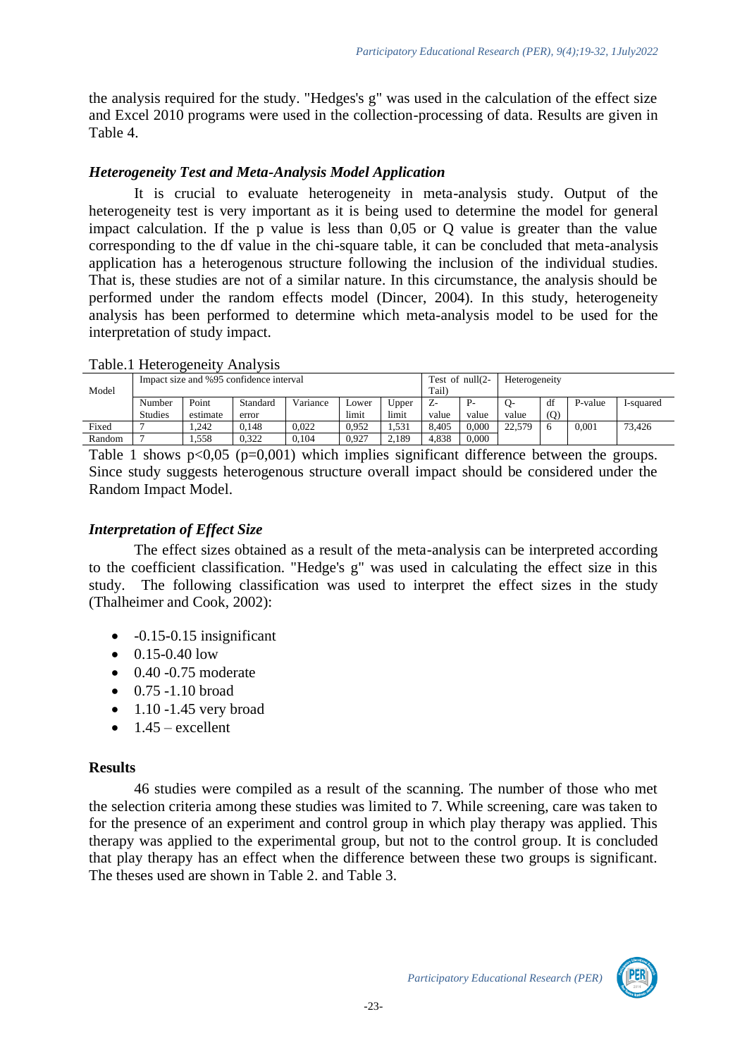the analysis required for the study. "Hedges's g" was used in the calculation of the effect size and Excel 2010 programs were used in the collection-processing of data. Results are given in Table 4.

### *Heterogeneity Test and Meta-Analysis Model Application*

It is crucial to evaluate heterogeneity in meta-analysis study. Output of the heterogeneity test is very important as it is being used to determine the model for general impact calculation. If the p value is less than 0,05 or Q value is greater than the value corresponding to the df value in the chi-square table, it can be concluded that meta-analysis application has a heterogenous structure following the inclusion of the individual studies. That is, these studies are not of a similar nature. In this circumstance, the analysis should be performed under the random effects model (Dincer, 2004). In this study, heterogeneity analysis has been performed to determine which meta-analysis model to be used for the interpretation of study impact.

Table.1 Heterogeneity Analysis

| Model | Impact size and %95 confidence interval | | | | | | Test of null(2-Tail) | | Heterogeneity | | | |
|---|---|---|---|---|---|---|---|---|---|---|---|---|
| | Number Studies | Point estimate | Standard error | Variance | Lower limit | Upper limit | Z-value | P-value | Q-value | df (Q) | P-value | I-squared |
| Fixed | 7 | 1,242 | 0,148 | 0,022 | 0,952 | 1,531 | 8,405 | 0,000 | 22,579 | 6 | 0,001 | 73,426 |
| Random | 7 | 1,558 | 0,322 | 0,104 | 0,927 | 2,189 | 4,838 | 0,000 | | | | |

Table 1 shows $p<0,05$ ($p=0,001$) which implies significant difference between the groups. Since study suggests heterogenous structure overall impact should be considered under the Random Impact Model.

### *Interpretation of Effect Size*

The effect sizes obtained as a result of the meta-analysis can be interpreted according to the coefficient classification. "Hedge's g" was used in calculating the effect size in this study. The following classification was used to interpret the effect sizes in the study (Thalheimer and Cook, 2002):

- -0.15-0.15 insignificant
- 0.15-0.40 low
- 0.40 -0.75 moderate
- 0.75 -1.10 broad
- 1.10 -1.45 very broad
- 1.45 – excellent

## Results

46 studies were compiled as a result of the scanning. The number of those who met the selection criteria among these studies was limited to 7. While screening, care was taken to for the presence of an experiment and control group in which play therapy was applied. This therapy was applied to the experimental group, but not to the control group. It is concluded that play therapy has an effect when the difference between these two groups is significant. The theses used are shown in Table 2. and Table 3.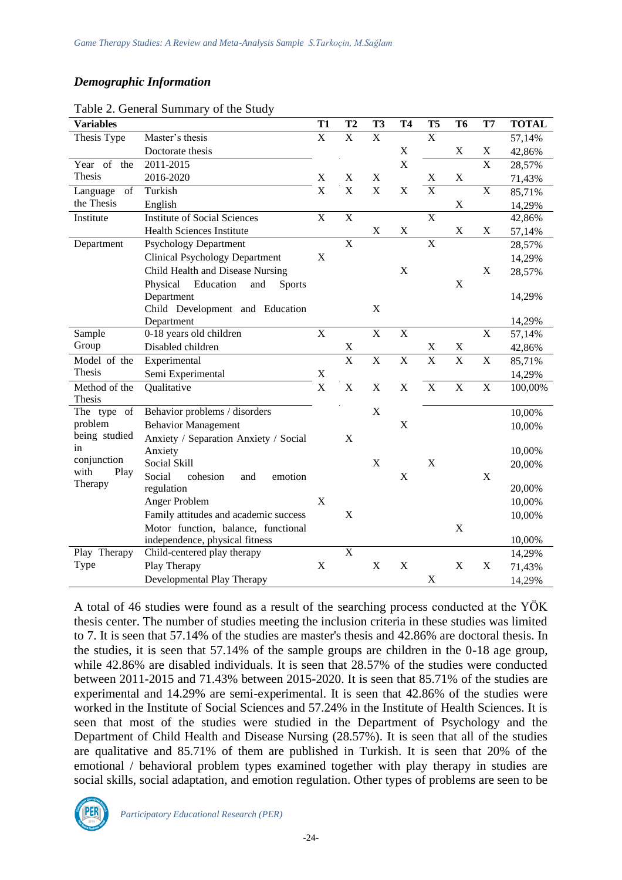### *Demographic Information*

Table 2. General Summary of the Study

| Variables | | T1 | T2 | T3 | T4 | T5 | T6 | T7 | TOTAL |
|---|---|---|---|---|---|---|---|---|---|
| Thesis Type | Master's thesis | X | X | X | | X | | | 57,14% |
| | Doctorate thesis | | | | X | | X | X | 42,86% |
| Year of the Thesis | 2011-2015 | | | | X | | | X | 28,57% |
| | 2016-2020 | X | X | X | | X | X | | 71,43% |
| Language of the Thesis | Turkish | X | X | X | X | X | | X | 85,71% |
| | English | | | | | | X | | 14,29% |
| Institute | Institute of Social Sciences | X | X | | | X | | | 42,86% |
| | Health Sciences Institute | | | X | X | | X | X | 57,14% |
| Department | Psychology Department | | X | | | X | | | 28,57% |
| | Clinical Psychology Department | X | | | | | | | 14,29% |
| | Child Health and Disease Nursing | | | | X | | | X | 28,57% |
| | Physical Education and Sports Department | | | | | | X | | 14,29% |
| | Child Development and Education Department | | | X | | | | | 14,29% |
| Sample Group | 0-18 years old children | X | | X | X | | | X | 57,14% |
| | Disabled children | | X | | | X | X | | 42,86% |
| Model of the Thesis | Experimental | | X | X | X | X | X | X | 85,71% |
| | Semi Experimental | X | | | | | | | 14,29% |
| Method of the Thesis | Qualitative | X | X | X | X | X | X | X | 100,00% |
| The type of problem being studied in conjunction with Play Therapy | Behavior problems / disorders | | | X | | | | | 10,00% |
| | Behavior Management | | | | X | | | | 10,00% |
| | Anxiety / Separation Anxiety / Social Anxiety | | X | | | | | | 10,00% |
| | Social Skill | | | X | | X | | | 20,00% |
| | Social cohesion and emotion regulation | | | | X | | | X | 20,00% |
| | Anger Problem | X | | | | | | | 10,00% |
| | Family attitudes and academic success | | X | | | | | | 10,00% |
| | Motor function, balance, functional independence, physical fitness | | | | | | X | | 10,00% |
| Play Therapy Type | Child-centered play therapy | | X | | | | | | 14,29% |
| | Play Therapy | X | | X | X | | X | X | 71,43% |
| | Developmental Play Therapy | | | | | X | | | 14,29% |

A total of 46 studies were found as a result of the searching process conducted at the YÖK thesis center. The number of studies meeting the inclusion criteria in these studies was limited to 7. It is seen that 57.14% of the studies are master's thesis and 42.86% are doctoral thesis. In the studies, it is seen that 57.14% of the sample groups are children in the 0-18 age group, while 42.86% are disabled individuals. It is seen that 28.57% of the studies were conducted between 2011-2015 and 71.43% between 2015-2020. It is seen that 85.71% of the studies are experimental and 14.29% are semi-experimental. It is seen that 42.86% of the studies were worked in the Institute of Social Sciences and 57.24% in the Institute of Health Sciences. It is seen that most of the studies were studied in the Department of Psychology and the Department of Child Health and Disease Nursing (28.57%). It is seen that all of the studies are qualitative and 85.71% of them are published in Turkish. It is seen that 20% of the emotional / behavioral problem types examined together with play therapy in studies are social skills, social adaptation, and emotion regulation. Other types of problems are seen to be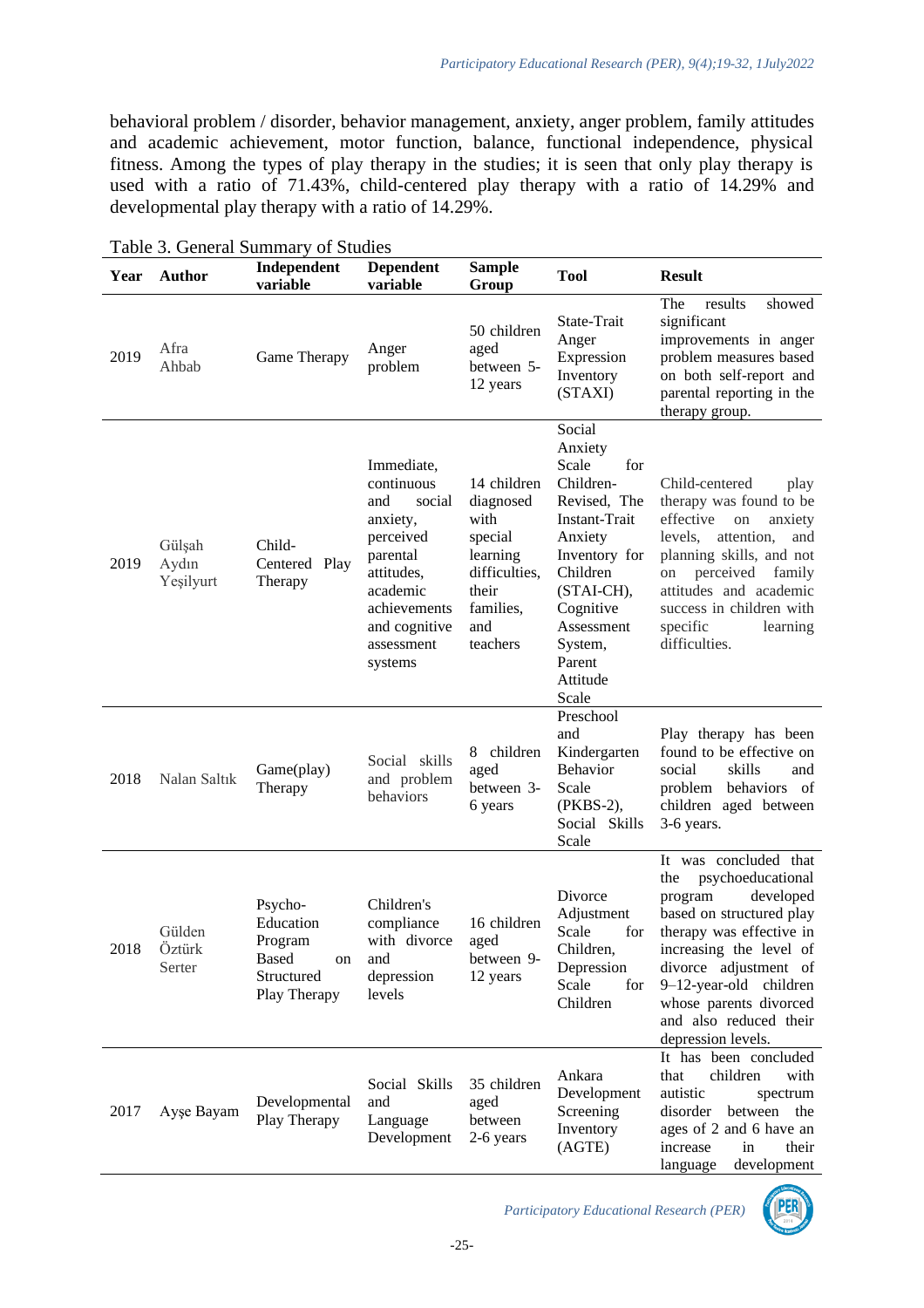behavioral problem / disorder, behavior management, anxiety, anger problem, family attitudes and academic achievement, motor function, balance, functional independence, physical fitness. Among the types of play therapy in the studies; it is seen that only play therapy is used with a ratio of 71.43%, child-centered play therapy with a ratio of 14.29% and developmental play therapy with a ratio of 14.29%.

Table 3. General Summary of Studies

| Year | Author | Independent variable | Dependent variable | Sample Group | Tool | Result |
|---|---|---|---|---|---|---|
| 2019 | Afra Ahbab | Game Therapy | Anger problem | 50 children aged between 5-12 years | State-Trait Anger Expression Inventory (STAXI) | The results showed significant improvements in anger problem measures based on both self-report and parental reporting in the therapy group. |
| 2019 | Gülşah Aydın Yeşilyurt | Child-Centered Play Therapy | Immediate, continuous and social anxiety, perceived parental attitudes, academic achievements and cognitive assessment systems | 14 children diagnosed with special learning difficulties, their families, and teachers | Social Anxiety Scale for Children-Revised, The Instant-Trait Anxiety Inventory for Children (STAI-CH), Cognitive Assessment System, Parent Attitude Scale | Child-centered play therapy was found to be effective on anxiety levels, attention, and planning skills, and not on perceived family attitudes and academic success in children with specific learning difficulties. |
| 2018 | Nalan Saltık | Game(play) Therapy | Social skills and problem behaviors | 8 children aged between 3-6 years | Preschool and Kindergarten Behavior Scale (PKBS-2), Social Skills Scale | Play therapy has been found to be effective on social skills and problem behaviors of children aged between 3-6 years. |
| 2018 | Gülden Öztürk Serter | Psycho-Education Program Based on Structured Play Therapy | Children's compliance with divorce and depression levels | 16 children aged between 9-12 years | Divorce Adjustment Scale for Children, Depression Scale for Children | It was concluded that the psychoeducational program developed based on structured play therapy was effective in increasing the level of divorce adjustment of 9–12-year-old children whose parents divorced and also reduced their depression levels. |
| 2017 | Ayşe Bayam | Developmental Play Therapy | Social Skills and Language Development | 35 children aged between 2-6 years | Ankara Development Screening Inventory (AGTE) | It has been concluded that children with autistic spectrum disorder between the ages of 2 and 6 have an increase in their language development |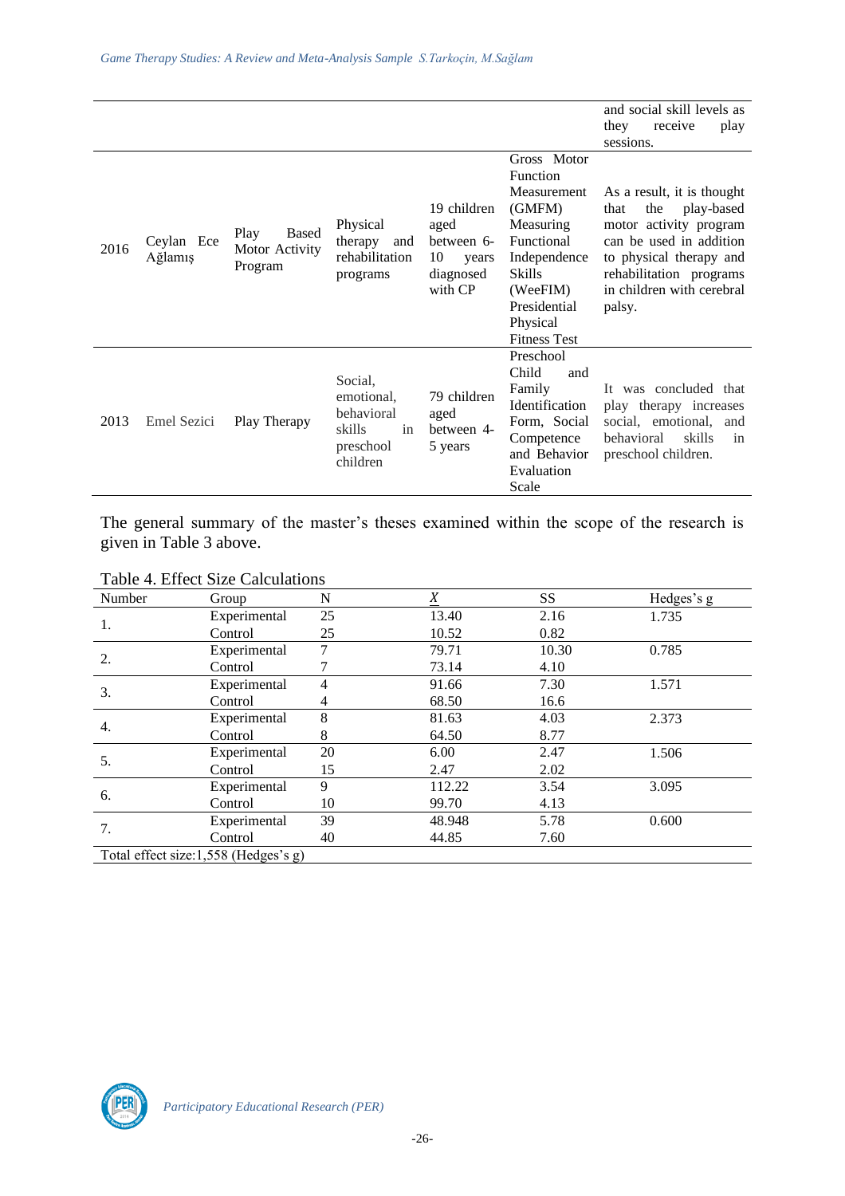| | | | | | | |
|---|---|---|---|---|---|---|
| | | | | | | and social skill levels as they receive play sessions. |
| 2016 | Ceylan Ece Ağlamış | Play Based Motor Activity Program | Physical therapy and rehabilitation programs | 19 children aged between 6-10 years diagnosed with CP | Gross Motor Function Measurement (GMFM) Measuring Functional Independence Skills (WeeFIM) Presidential Physical Fitness Test | As a result, it is thought that the play-based motor activity program can be used in addition to physical therapy and rehabilitation programs in children with cerebral palsy. |
| 2013 | Emel Sezici | Play Therapy | Social, emotional, behavioral skills in preschool children | 79 children aged between 4-5 years | Preschool Child and Family Identification Form, Social Competence and Behavior Evaluation Scale | It was concluded that play therapy increases social, emotional, and behavioral skills in preschool children. |

The general summary of the master's theses examined within the scope of the research is given in Table 3 above.

Table 4. Effect Size Calculations

| Number | Group | N | $\underline{X}$ | SS | Hedges's g |
|---|---|---|---|---|---|
| 1. | Experimental | 25 | 13.40 | 2.16 | 1.735 |
| | Control | 25 | 10.52 | 0.82 | |
| 2. | Experimental | 7 | 79.71 | 10.30 | 0.785 |
| | Control | 7 | 73.14 | 4.10 | |
| 3. | Experimental | 4 | 91.66 | 7.30 | 1.571 |
| | Control | 4 | 68.50 | 16.6 | |
| 4. | Experimental | 8 | 81.63 | 4.03 | 2.373 |
| | Control | 8 | 64.50 | 8.77 | |
| 5. | Experimental | 20 | 6.00 | 2.47 | 1.506 |
| | Control | 15 | 2.47 | 2.02 | |
| 6. | Experimental | 9 | 112.22 | 3.54 | 3.095 |
| | Control | 10 | 99.70 | 4.13 | |
| 7. | Experimental | 39 | 48.948 | 5.78 | 0.600 |
| | Control | 40 | 44.85 | 7.60 | |
| Total effect size:1,558 (Hedges's g) | | | | | |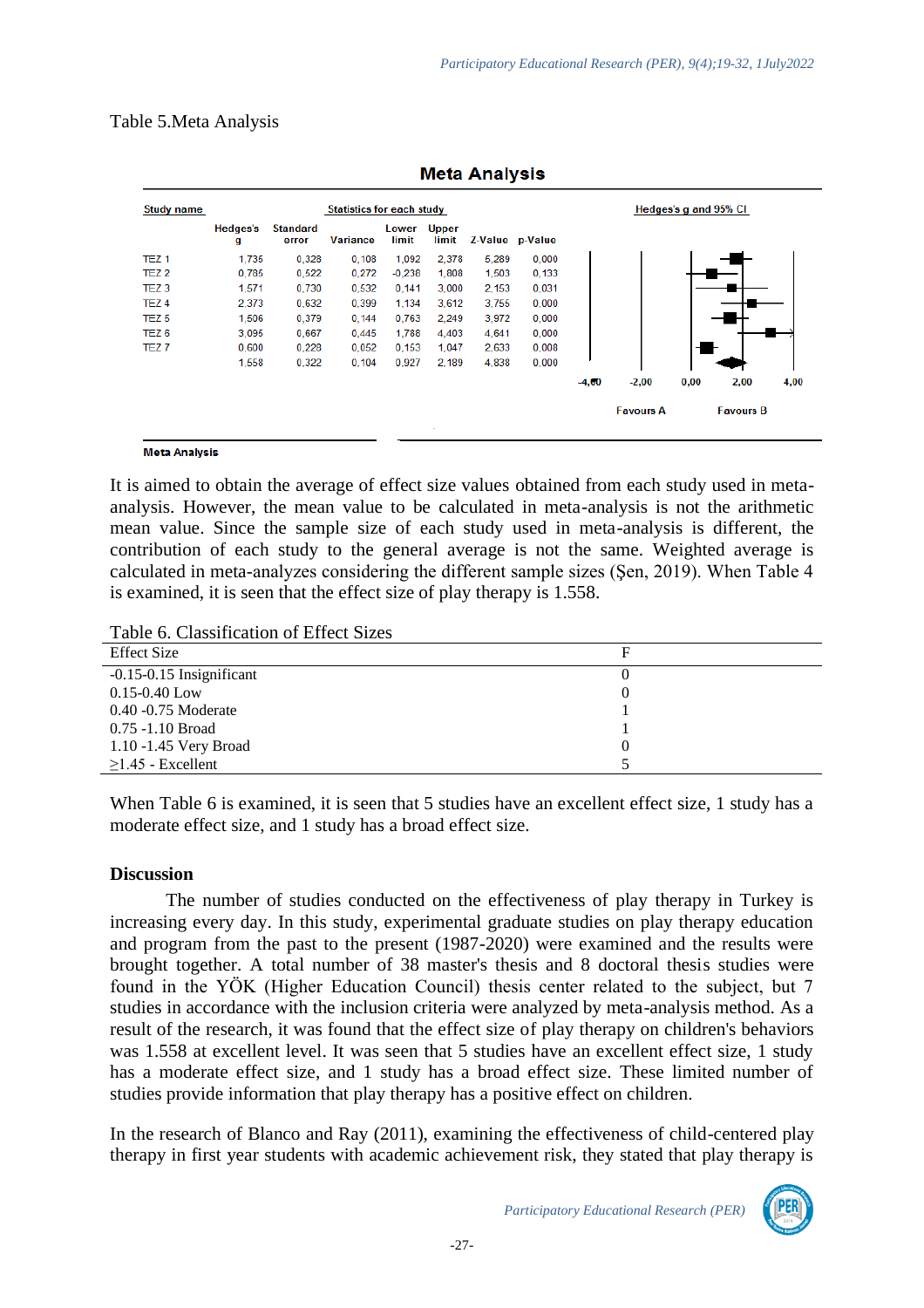Table 5.Meta Analysis

**Meta Analysis**

| Study name | Hedges's g | Standard error | Variance | Lower limit | Upper limit | Z-Value | p-Value |
|---|---|---|---|---|---|---|---|
| TEZ 1 | 1,736 | 0,328 | 0,108 | 1,092 | 2,378 | 5,289 | 0,000 |
| TEZ 2 | 0,785 | 0,522 | 0,272 | -0,238 | 1,808 | 1,503 | 0,133 |
| TEZ 3 | 1,571 | 0,730 | 0,532 | 0,141 | 3,000 | 2,153 | 0,031 |
| TEZ 4 | 2,373 | 0,632 | 0,399 | 1,134 | 3,612 | 3,755 | 0,000 |
| TEZ 5 | 1,506 | 0,379 | 0,144 | 0,763 | 2,249 | 3,972 | 0,000 |
| TEZ 6 | 3,095 | 0,667 | 0,445 | 1,788 | 4,403 | 4,641 | 0,000 |
| TEZ 7 | 0,600 | 0,228 | 0,052 | 0,153 | 1,047 | 2,633 | 0,008 |
| | 1,558 | 0,322 | 0,104 | 0,927 | 2,189 | 4,838 | 0,000 |

Hedges's g and 95% CI: -4,00 -2,00 0,00 2,00 4,00; Favours A — Favours B

Meta Analysis

It is aimed to obtain the average of effect size values obtained from each study used in meta-analysis. However, the mean value to be calculated in meta-analysis is not the arithmetic mean value. Since the sample size of each study used in meta-analysis is different, the contribution of each study to the general average is not the same. Weighted average is calculated in meta-analyzes considering the different sample sizes (Şen, 2019). When Table 4 is examined, it is seen that the effect size of play therapy is 1.558.

Table 6. Classification of Effect Sizes

| Effect Size | F |
|---|---|
| -0.15-0.15 Insignificant | 0 |
| 0.15-0.40 Low | 0 |
| 0.40 -0.75 Moderate | 1 |
| 0.75 -1.10 Broad | 1 |
| 1.10 -1.45 Very Broad | 0 |
| ≥1.45 - Excellent | 5 |

When Table 6 is examined, it is seen that 5 studies have an excellent effect size, 1 study has a moderate effect size, and 1 study has a broad effect size.

## Discussion

The number of studies conducted on the effectiveness of play therapy in Turkey is increasing every day. In this study, experimental graduate studies on play therapy education and program from the past to the present (1987-2020) were examined and the results were brought together. A total number of 38 master's thesis and 8 doctoral thesis studies were found in the YÖK (Higher Education Council) thesis center related to the subject, but 7 studies in accordance with the inclusion criteria were analyzed by meta-analysis method. As a result of the research, it was found that the effect size of play therapy on children's behaviors was 1.558 at excellent level. It was seen that 5 studies have an excellent effect size, 1 study has a moderate effect size, and 1 study has a broad effect size. These limited number of studies provide information that play therapy has a positive effect on children.

In the research of Blanco and Ray (2011), examining the effectiveness of child-centered play therapy in first year students with academic achievement risk, they stated that play therapy is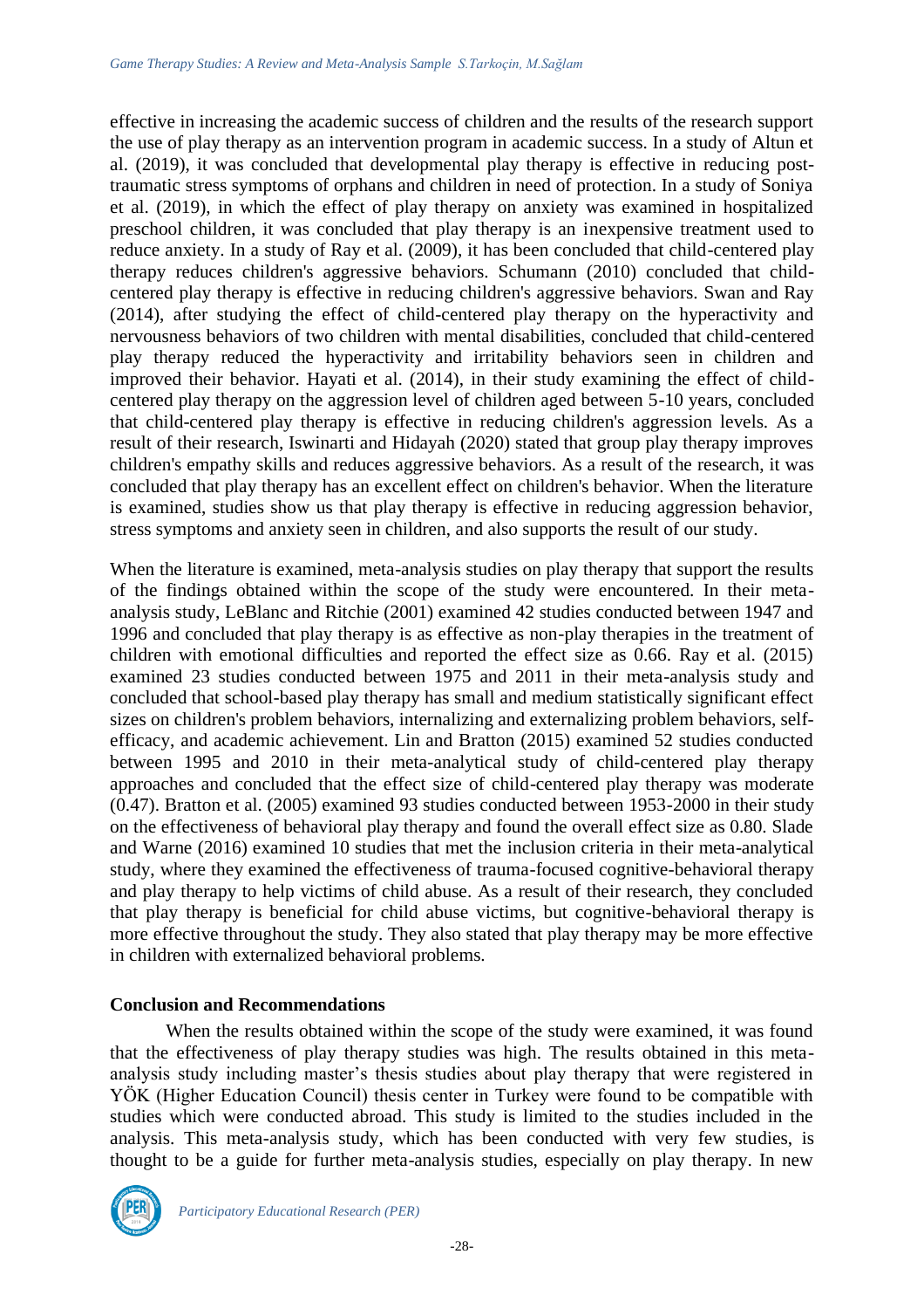effective in increasing the academic success of children and the results of the research support the use of play therapy as an intervention program in academic success. In a study of Altun et al. (2019), it was concluded that developmental play therapy is effective in reducing post-traumatic stress symptoms of orphans and children in need of protection. In a study of Soniya et al. (2019), in which the effect of play therapy on anxiety was examined in hospitalized preschool children, it was concluded that play therapy is an inexpensive treatment used to reduce anxiety. In a study of Ray et al. (2009), it has been concluded that child-centered play therapy reduces children's aggressive behaviors. Schumann (2010) concluded that child-centered play therapy is effective in reducing children's aggressive behaviors. Swan and Ray (2014), after studying the effect of child-centered play therapy on the hyperactivity and nervousness behaviors of two children with mental disabilities, concluded that child-centered play therapy reduced the hyperactivity and irritability behaviors seen in children and improved their behavior. Hayati et al. (2014), in their study examining the effect of child-centered play therapy on the aggression level of children aged between 5-10 years, concluded that child-centered play therapy is effective in reducing children's aggression levels. As a result of their research, Iswinarti and Hidayah (2020) stated that group play therapy improves children's empathy skills and reduces aggressive behaviors. As a result of the research, it was concluded that play therapy has an excellent effect on children's behavior. When the literature is examined, studies show us that play therapy is effective in reducing aggression behavior, stress symptoms and anxiety seen in children, and also supports the result of our study.

When the literature is examined, meta-analysis studies on play therapy that support the results of the findings obtained within the scope of the study were encountered. In their meta-analysis study, LeBlanc and Ritchie (2001) examined 42 studies conducted between 1947 and 1996 and concluded that play therapy is as effective as non-play therapies in the treatment of children with emotional difficulties and reported the effect size as 0.66. Ray et al. (2015) examined 23 studies conducted between 1975 and 2011 in their meta-analysis study and concluded that school-based play therapy has small and medium statistically significant effect sizes on children's problem behaviors, internalizing and externalizing problem behaviors, self-efficacy, and academic achievement. Lin and Bratton (2015) examined 52 studies conducted between 1995 and 2010 in their meta-analytical study of child-centered play therapy approaches and concluded that the effect size of child-centered play therapy was moderate (0.47). Bratton et al. (2005) examined 93 studies conducted between 1953-2000 in their study on the effectiveness of behavioral play therapy and found the overall effect size as 0.80. Slade and Warne (2016) examined 10 studies that met the inclusion criteria in their meta-analytical study, where they examined the effectiveness of trauma-focused cognitive-behavioral therapy and play therapy to help victims of child abuse. As a result of their research, they concluded that play therapy is beneficial for child abuse victims, but cognitive-behavioral therapy is more effective throughout the study. They also stated that play therapy may be more effective in children with externalized behavioral problems.

## Conclusion and Recommendations

When the results obtained within the scope of the study were examined, it was found that the effectiveness of play therapy studies was high. The results obtained in this meta-analysis study including master's thesis studies about play therapy that were registered in YÖK (Higher Education Council) thesis center in Turkey were found to be compatible with studies which were conducted abroad. This study is limited to the studies included in the analysis. This meta-analysis study, which has been conducted with very few studies, is thought to be a guide for further meta-analysis studies, especially on play therapy. In new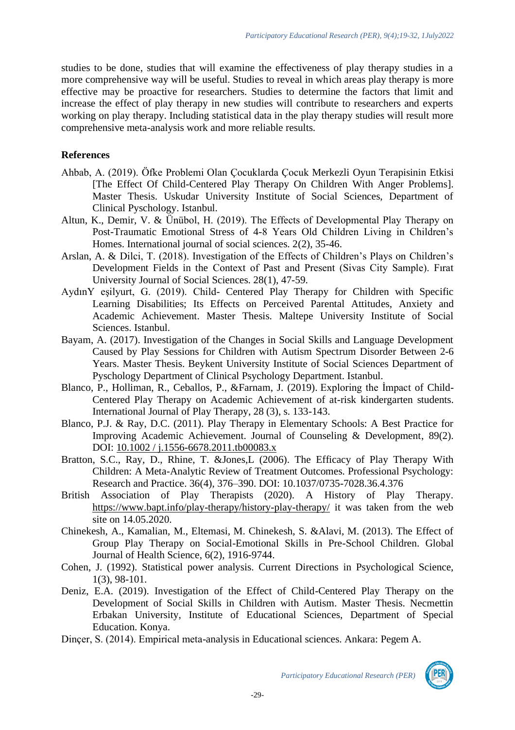studies to be done, studies that will examine the effectiveness of play therapy studies in a more comprehensive way will be useful. Studies to reveal in which areas play therapy is more effective may be proactive for researchers. Studies to determine the factors that limit and increase the effect of play therapy in new studies will contribute to researchers and experts working on play therapy. Including statistical data in the play therapy studies will result more comprehensive meta-analysis work and more reliable results.

## References

Ahbab, A. (2019). Öfke Problemi Olan Çocuklarda Çocuk Merkezli Oyun Terapisinin Etkisi [The Effect Of Child-Centered Play Therapy On Children With Anger Problems]. Master Thesis. Uskudar University Institute of Social Sciences, Department of Clinical Pyschology. Istanbul.

Altun, K., Demir, V. & Ünübol, H. (2019). The Effects of Developmental Play Therapy on Post-Traumatic Emotional Stress of 4-8 Years Old Children Living in Children's Homes. International journal of social sciences. 2(2), 35-46.

Arslan, A. & Dilci, T. (2018). Investigation of the Effects of Children's Plays on Children's Development Fields in the Context of Past and Present (Sivas City Sample). Fırat University Journal of Social Sciences. 28(1), 47-59.

AydınY eşilyurt, G. (2019). Child- Centered Play Therapy for Children with Specific Learning Disabilities; Its Effects on Perceived Parental Attitudes, Anxiety and Academic Achievement. Master Thesis. Maltepe University Institute of Social Sciences. Istanbul.

Bayam, A. (2017). Investigation of the Changes in Social Skills and Language Development Caused by Play Sessions for Children with Autism Spectrum Disorder Between 2-6 Years. Master Thesis. Beykent University Institute of Social Sciences Department of Pyschology Department of Clinical Psychology Department. Istanbul.

Blanco, P., Holliman, R., Ceballos, P., &Farnam, J. (2019). Exploring the İmpact of Child-Centered Play Therapy on Academic Achievement of at-risk kindergarten students. International Journal of Play Therapy, 28 (3), s. 133-143.

Blanco, P.J. & Ray, D.C. (2011). Play Therapy in Elementary Schools: A Best Practice for Improving Academic Achievement. Journal of Counseling & Development, 89(2). DOI: 10.1002 / j.1556-6678.2011.tb00083.x

Bratton, S.C., Ray, D., Rhine, T. &Jones,L (2006). The Efficacy of Play Therapy With Children: A Meta-Analytic Review of Treatment Outcomes. Professional Psychology: Research and Practice. 36(4), 376–390. DOI: 10.1037/0735-7028.36.4.376

British Association of Play Therapists (2020). A History of Play Therapy. https://www.bapt.info/play-therapy/history-play-therapy/ it was taken from the web site on 14.05.2020.

Chinekesh, A., Kamalian, M., Eltemasi, M. Chinekesh, S. &Alavi, M. (2013). The Effect of Group Play Therapy on Social-Emotional Skills in Pre-School Children. Global Journal of Health Science, 6(2), 1916-9744.

Cohen, J. (1992). Statistical power analysis. Current Directions in Psychological Science, 1(3), 98-101.

Deniz, E.A. (2019). Investigation of the Effect of Child-Centered Play Therapy on the Development of Social Skills in Children with Autism. Master Thesis. Necmettin Erbakan University, Institute of Educational Sciences, Department of Special Education. Konya.

Dinçer, S. (2014). Empirical meta-analysis in Educational sciences. Ankara: Pegem A.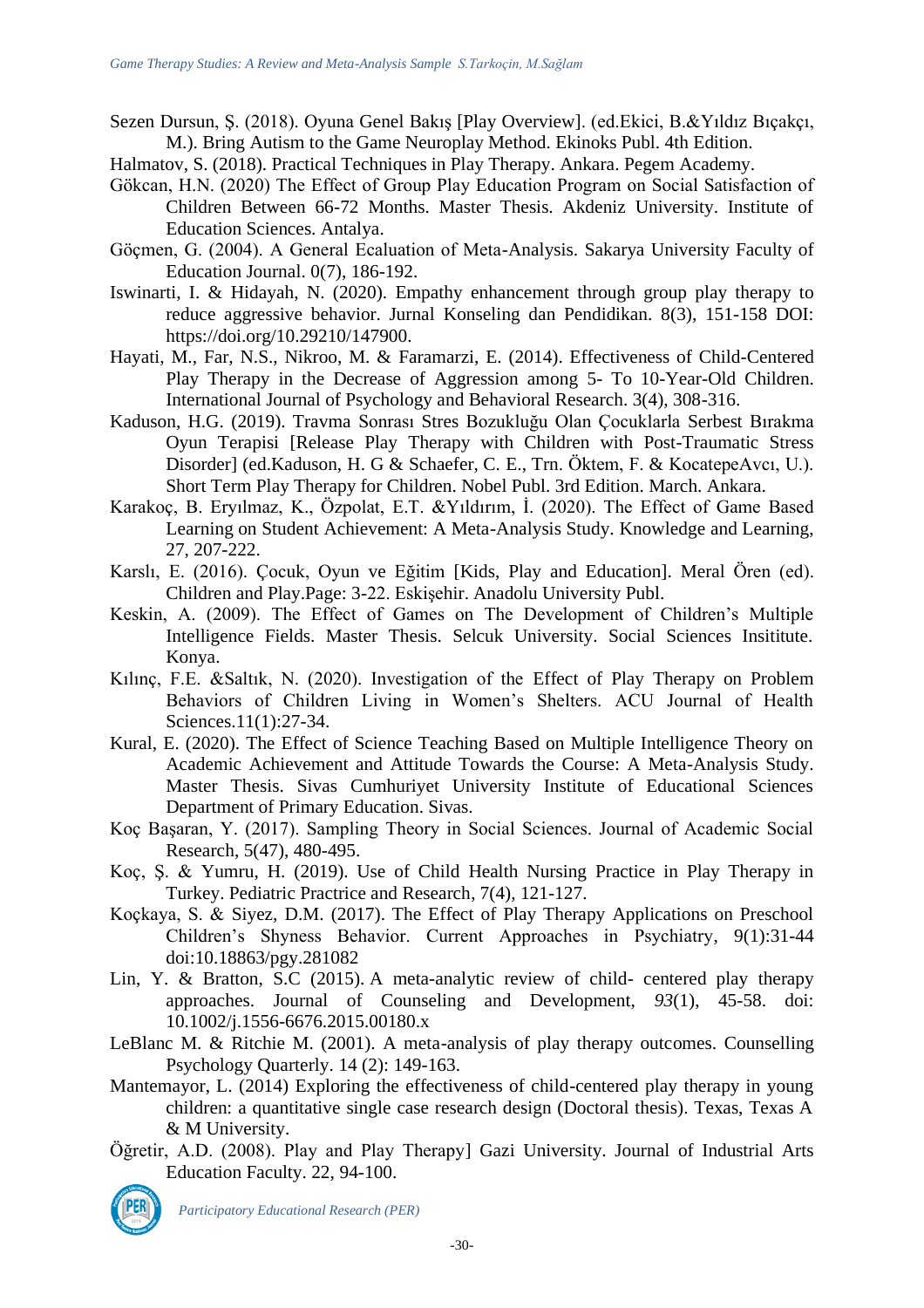Sezen Dursun, Ş. (2018). Oyuna Genel Bakış [Play Overview]. (ed.Ekici, B.&Yıldız Bıçakçı, M.). Bring Autism to the Game Neuroplay Method. Ekinoks Publ. 4th Edition.

Halmatov, S. (2018). Practical Techniques in Play Therapy. Ankara. Pegem Academy.

Gökcan, H.N. (2020) The Effect of Group Play Education Program on Social Satisfaction of Children Between 66-72 Months. Master Thesis. Akdeniz University. Institute of Education Sciences. Antalya.

Göçmen, G. (2004). A General Ecaluation of Meta-Analysis. Sakarya University Faculty of Education Journal. 0(7), 186-192.

Iswinarti, I. & Hidayah, N. (2020). Empathy enhancement through group play therapy to reduce aggressive behavior. Jurnal Konseling dan Pendidikan. 8(3), 151-158 DOI: https://doi.org/10.29210/147900.

Hayati, M., Far, N.S., Nikroo, M. & Faramarzi, E. (2014). Effectiveness of Child-Centered Play Therapy in the Decrease of Aggression among 5- To 10-Year-Old Children. International Journal of Psychology and Behavioral Research. 3(4), 308-316.

Kaduson, H.G. (2019). Travma Sonrası Stres Bozukluğu Olan Çocuklarla Serbest Bırakma Oyun Terapisi [Release Play Therapy with Children with Post-Traumatic Stress Disorder] (ed.Kaduson, H. G & Schaefer, C. E., Trn. Öktem, F. & KocatepeAvcı, U.). Short Term Play Therapy for Children. Nobel Publ. 3rd Edition. March. Ankara.

Karakoç, B. Eryılmaz, K., Özpolat, E.T. &Yıldırım, İ. (2020). The Effect of Game Based Learning on Student Achievement: A Meta-Analysis Study. Knowledge and Learning, 27, 207-222.

Karslı, E. (2016). Çocuk, Oyun ve Eğitim [Kids, Play and Education]. Meral Ören (ed). Children and Play.Page: 3-22. Eskişehir. Anadolu University Publ.

Keskin, A. (2009). The Effect of Games on The Development of Children's Multiple Intelligence Fields. Master Thesis. Selcuk University. Social Sciences Insititute. Konya.

Kılınç, F.E. &Saltık, N. (2020). Investigation of the Effect of Play Therapy on Problem Behaviors of Children Living in Women's Shelters. ACU Journal of Health Sciences.11(1):27-34.

Kural, E. (2020). The Effect of Science Teaching Based on Multiple Intelligence Theory on Academic Achievement and Attitude Towards the Course: A Meta-Analysis Study. Master Thesis. Sivas Cumhuriyet University Institute of Educational Sciences Department of Primary Education. Sivas.

Koç Başaran, Y. (2017). Sampling Theory in Social Sciences. Journal of Academic Social Research, 5(47), 480-495.

Koç, Ş. & Yumru, H. (2019). Use of Child Health Nursing Practice in Play Therapy in Turkey. Pediatric Practrice and Research, 7(4), 121-127.

Koçkaya, S. & Siyez, D.M. (2017). The Effect of Play Therapy Applications on Preschool Children's Shyness Behavior. Current Approaches in Psychiatry, 9(1):31-44 doi:10.18863/pgy.281082

Lin, Y. & Bratton, S.C (2015). A meta-analytic review of child- centered play therapy approaches. Journal of Counseling and Development, *93*(1), 45-58. doi: 10.1002/j.1556-6676.2015.00180.x

LeBlanc M. & Ritchie M. (2001). A meta-analysis of play therapy outcomes. Counselling Psychology Quarterly. 14 (2): 149-163.

Mantemayor, L. (2014) Exploring the effectiveness of child-centered play therapy in young children: a quantitative single case research design (Doctoral thesis). Texas, Texas A & M University.

Öğretir, A.D. (2008). Play and Play Therapy] Gazi University. Journal of Industrial Arts Education Faculty. 22, 94-100.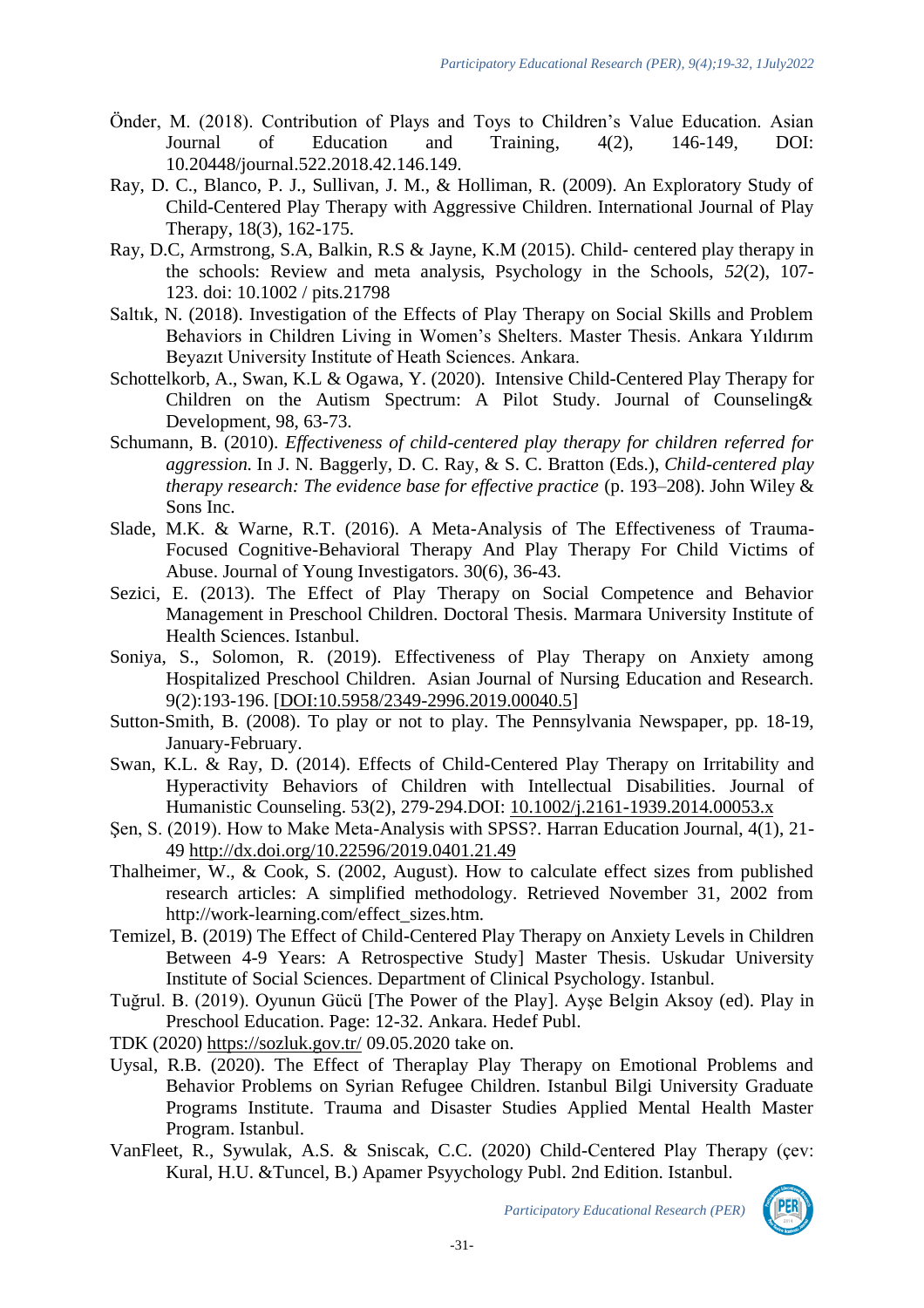Önder, M. (2018). Contribution of Plays and Toys to Children's Value Education. Asian Journal of Education and Training, 4(2), 146-149, DOI: 10.20448/journal.522.2018.42.146.149.

Ray, D. C., Blanco, P. J., Sullivan, J. M., & Holliman, R. (2009). An Exploratory Study of Child-Centered Play Therapy with Aggressive Children. International Journal of Play Therapy, 18(3), 162-175.

Ray, D.C, Armstrong, S.A, Balkin, R.S & Jayne, K.M (2015). Child- centered play therapy in the schools: Review and meta analysis, Psychology in the Schools, *52*(2), 107-123. doi: 10.1002 / pits.21798

Saltık, N. (2018). Investigation of the Effects of Play Therapy on Social Skills and Problem Behaviors in Children Living in Women's Shelters. Master Thesis. Ankara Yıldırım Beyazıt University Institute of Heath Sciences. Ankara.

Schottelkorb, A., Swan, K.L & Ogawa, Y. (2020). Intensive Child-Centered Play Therapy for Children on the Autism Spectrum: A Pilot Study. Journal of Counseling& Development, 98, 63-73.

Schumann, B. (2010). *Effectiveness of child-centered play therapy for children referred for aggression.* In J. N. Baggerly, D. C. Ray, & S. C. Bratton (Eds.), *Child-centered play therapy research: The evidence base for effective practice* (p. 193–208). John Wiley & Sons Inc.

Slade, M.K. & Warne, R.T. (2016). A Meta-Analysis of The Effectiveness of Trauma-Focused Cognitive-Behavioral Therapy And Play Therapy For Child Victims of Abuse. Journal of Young Investigators. 30(6), 36-43.

Sezici, E. (2013). The Effect of Play Therapy on Social Competence and Behavior Management in Preschool Children. Doctoral Thesis. Marmara University Institute of Health Sciences. Istanbul.

Soniya, S., Solomon, R. (2019). Effectiveness of Play Therapy on Anxiety among Hospitalized Preschool Children. Asian Journal of Nursing Education and Research. 9(2):193-196. [DOI:10.5958/2349-2996.2019.00040.5]

Sutton-Smith, B. (2008). To play or not to play. The Pennsylvania Newspaper, pp. 18-19, January-February.

Swan, K.L. & Ray, D. (2014). Effects of Child-Centered Play Therapy on Irritability and Hyperactivity Behaviors of Children with Intellectual Disabilities. Journal of Humanistic Counseling. 53(2), 279-294.DOI: 10.1002/j.2161-1939.2014.00053.x

Şen, S. (2019). How to Make Meta-Analysis with SPSS?. Harran Education Journal, 4(1), 21-49 http://dx.doi.org/10.22596/2019.0401.21.49

Thalheimer, W., & Cook, S. (2002, August). How to calculate effect sizes from published research articles: A simplified methodology. Retrieved November 31, 2002 from http://work-learning.com/effect_sizes.htm.

Temizel, B. (2019) The Effect of Child-Centered Play Therapy on Anxiety Levels in Children Between 4-9 Years: A Retrospective Study] Master Thesis. Uskudar University Institute of Social Sciences. Department of Clinical Psychology. Istanbul.

Tuğrul. B. (2019). Oyunun Gücü [The Power of the Play]. Ayşe Belgin Aksoy (ed). Play in Preschool Education. Page: 12-32. Ankara. Hedef Publ.

TDK (2020) https://sozluk.gov.tr/ 09.05.2020 take on.

Uysal, R.B. (2020). The Effect of Theraplay Play Therapy on Emotional Problems and Behavior Problems on Syrian Refugee Children. Istanbul Bilgi University Graduate Programs Institute. Trauma and Disaster Studies Applied Mental Health Master Program. Istanbul.

VanFleet, R., Sywulak, A.S. & Sniscak, C.C. (2020) Child-Centered Play Therapy (çev: Kural, H.U. &Tuncel, B.) Apamer Psyychology Publ. 2nd Edition. Istanbul.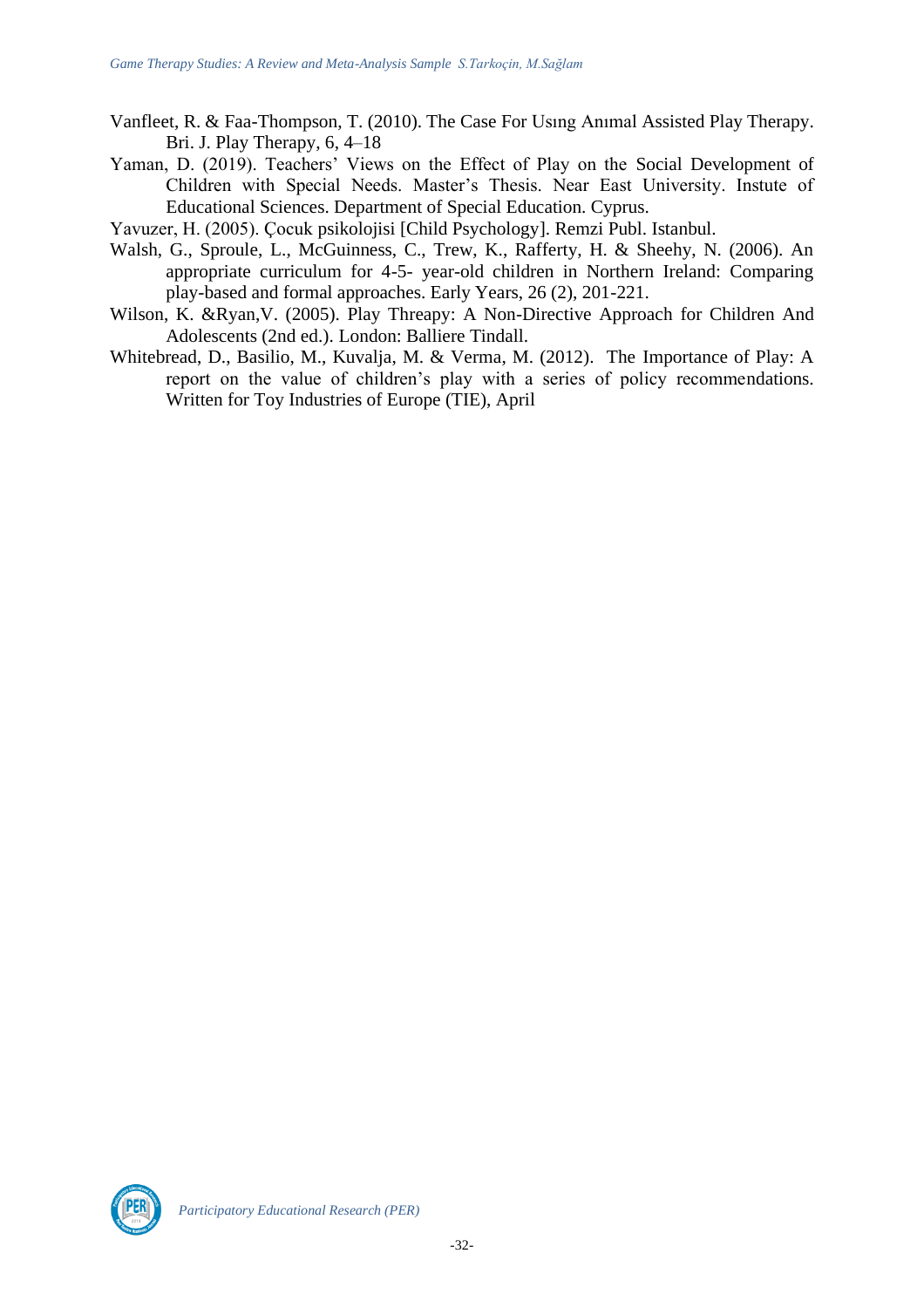Vanfleet, R. & Faa-Thompson, T. (2010). The Case For Usıng Anımal Assisted Play Therapy. Bri. J. Play Therapy, 6, 4–18

Yaman, D. (2019). Teachers' Views on the Effect of Play on the Social Development of Children with Special Needs. Master's Thesis. Near East University. Instute of Educational Sciences. Department of Special Education. Cyprus.

Yavuzer, H. (2005). Çocuk psikolojisi [Child Psychology]. Remzi Publ. Istanbul.

Walsh, G., Sproule, L., McGuinness, C., Trew, K., Rafferty, H. & Sheehy, N. (2006). An appropriate curriculum for 4-5- year-old children in Northern Ireland: Comparing play-based and formal approaches. Early Years, 26 (2), 201-221.

Wilson, K. &Ryan,V. (2005). Play Threapy: A Non-Directive Approach for Children And Adolescents (2nd ed.). London: Balliere Tindall.

Whitebread, D., Basilio, M., Kuvalja, M. & Verma, M. (2012). The Importance of Play: A report on the value of children's play with a series of policy recommendations. Written for Toy Industries of Europe (TIE), April